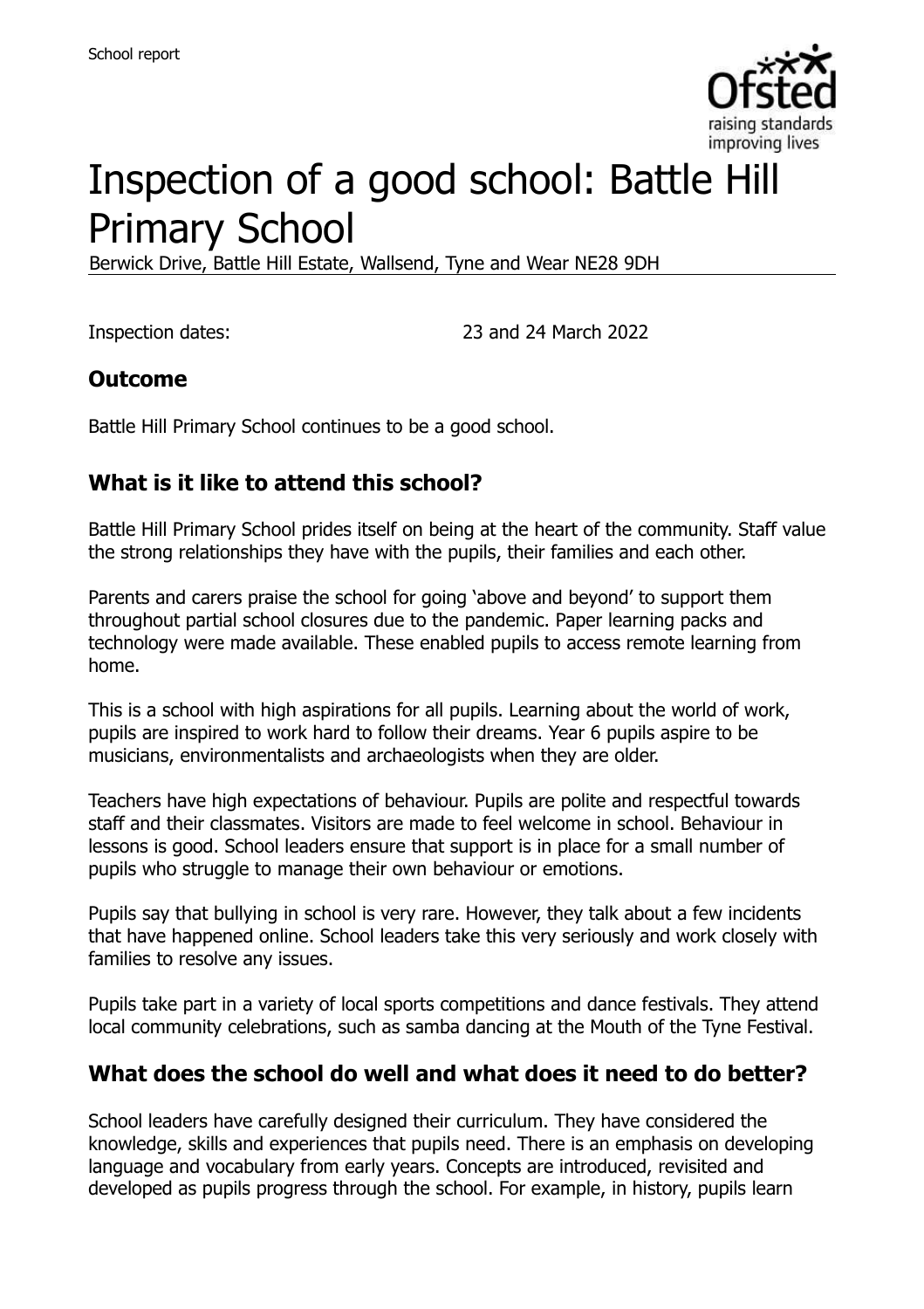# Inspection of a good school: Battle Hill Primary School

Berwick Drive, Battle Hill Estate, Wallsend, Tyne and Wear NE28 9DH

Inspection dates: 23 and 24 March 2022

## Outcome

Battle Hill Primary School continues to be a good school.

## What is it like to attend this school?

Battle Hill Primary School prides itself on being at the heart of the community. Staff value the strong relationships they have with the pupils, their families and each other.

Parents and carers praise the school for going 'above and beyond' to support them throughout partial school closures due to the pandemic. Paper learning packs and technology were made available. These enabled pupils to access remote learning from home.

This is a school with high aspirations for all pupils. Learning about the world of work, pupils are inspired to work hard to follow their dreams. Year 6 pupils aspire to be musicians, environmentalists and archaeologists when they are older.

Teachers have high expectations of behaviour. Pupils are polite and respectful towards staff and their classmates. Visitors are made to feel welcome in school. Behaviour in lessons is good. School leaders ensure that support is in place for a small number of pupils who struggle to manage their own behaviour or emotions.

Pupils say that bullying in school is very rare. However, they talk about a few incidents that have happened online. School leaders take this very seriously and work closely with families to resolve any issues.

Pupils take part in a variety of local sports competitions and dance festivals. They attend local community celebrations, such as samba dancing at the Mouth of the Tyne Festival.

## What does the school do well and what does it need to do better?

School leaders have carefully designed their curriculum. They have considered the knowledge, skills and experiences that pupils need. There is an emphasis on developing language and vocabulary from early years. Concepts are introduced, revisited and developed as pupils progress through the school. For example, in history, pupils learn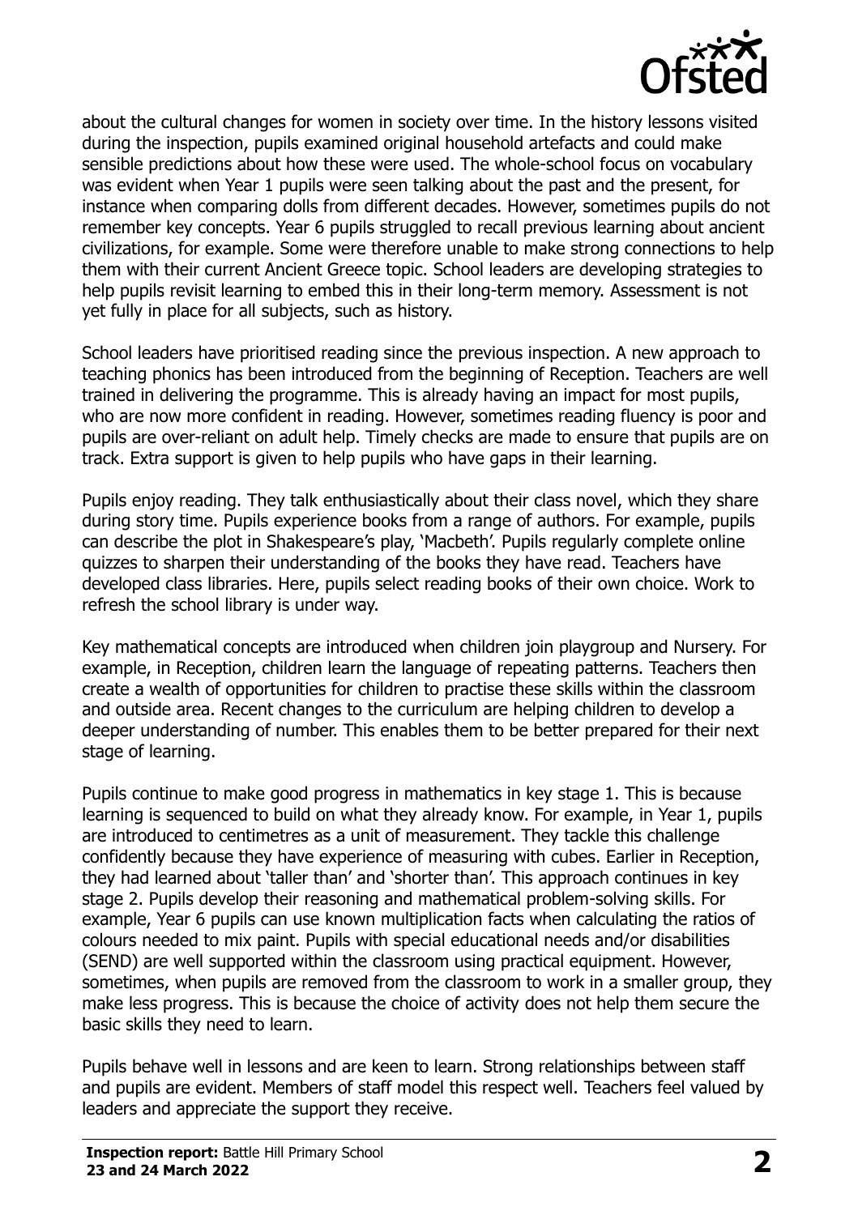about the cultural changes for women in society over time. In the history lessons visited during the inspection, pupils examined original household artefacts and could make sensible predictions about how these were used. The whole-school focus on vocabulary was evident when Year 1 pupils were seen talking about the past and the present, for instance when comparing dolls from different decades. However, sometimes pupils do not remember key concepts. Year 6 pupils struggled to recall previous learning about ancient civilizations, for example. Some were therefore unable to make strong connections to help them with their current Ancient Greece topic. School leaders are developing strategies to help pupils revisit learning to embed this in their long-term memory. Assessment is not yet fully in place for all subjects, such as history.

School leaders have prioritised reading since the previous inspection. A new approach to teaching phonics has been introduced from the beginning of Reception. Teachers are well trained in delivering the programme. This is already having an impact for most pupils, who are now more confident in reading. However, sometimes reading fluency is poor and pupils are over-reliant on adult help. Timely checks are made to ensure that pupils are on track. Extra support is given to help pupils who have gaps in their learning.

Pupils enjoy reading. They talk enthusiastically about their class novel, which they share during story time. Pupils experience books from a range of authors. For example, pupils can describe the plot in Shakespeare's play, 'Macbeth'. Pupils regularly complete online quizzes to sharpen their understanding of the books they have read. Teachers have developed class libraries. Here, pupils select reading books of their own choice. Work to refresh the school library is under way.

Key mathematical concepts are introduced when children join playgroup and Nursery. For example, in Reception, children learn the language of repeating patterns. Teachers then create a wealth of opportunities for children to practise these skills within the classroom and outside area. Recent changes to the curriculum are helping children to develop a deeper understanding of number. This enables them to be better prepared for their next stage of learning.

Pupils continue to make good progress in mathematics in key stage 1. This is because learning is sequenced to build on what they already know. For example, in Year 1, pupils are introduced to centimetres as a unit of measurement. They tackle this challenge confidently because they have experience of measuring with cubes. Earlier in Reception, they had learned about 'taller than' and 'shorter than'. This approach continues in key stage 2. Pupils develop their reasoning and mathematical problem-solving skills. For example, Year 6 pupils can use known multiplication facts when calculating the ratios of colours needed to mix paint. Pupils with special educational needs and/or disabilities (SEND) are well supported within the classroom using practical equipment. However, sometimes, when pupils are removed from the classroom to work in a smaller group, they make less progress. This is because the choice of activity does not help them secure the basic skills they need to learn.

Pupils behave well in lessons and are keen to learn. Strong relationships between staff and pupils are evident. Members of staff model this respect well. Teachers feel valued by leaders and appreciate the support they receive.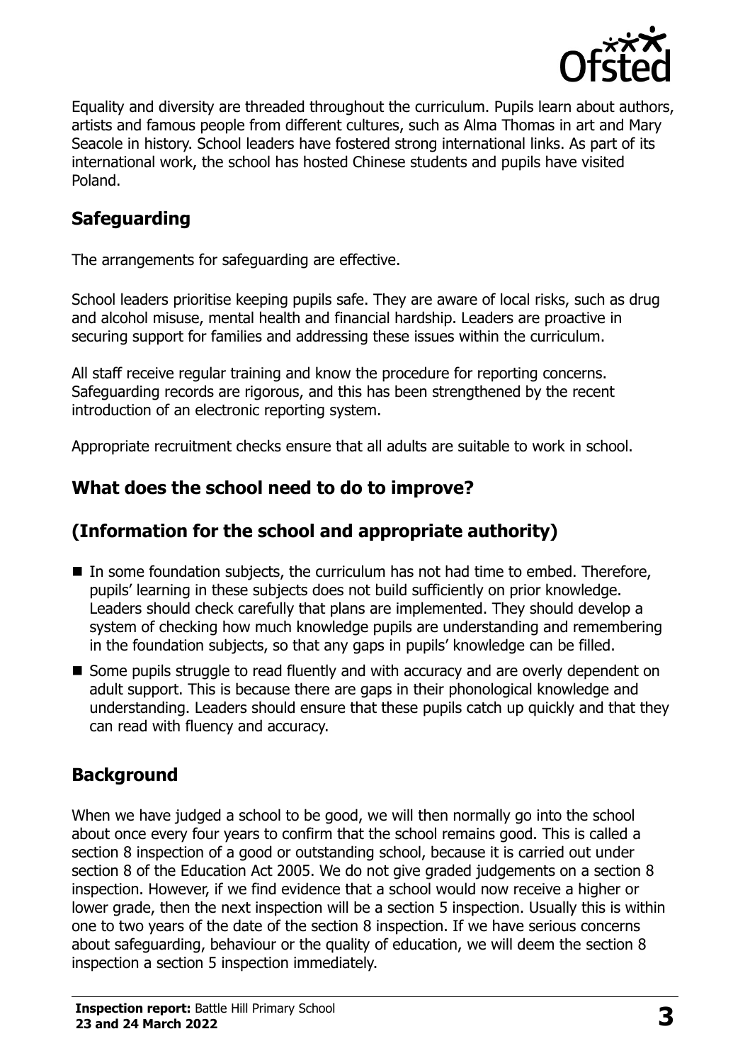Equality and diversity are threaded throughout the curriculum. Pupils learn about authors, artists and famous people from different cultures, such as Alma Thomas in art and Mary Seacole in history. School leaders have fostered strong international links. As part of its international work, the school has hosted Chinese students and pupils have visited Poland.

## Safeguarding

The arrangements for safeguarding are effective.

School leaders prioritise keeping pupils safe. They are aware of local risks, such as drug and alcohol misuse, mental health and financial hardship. Leaders are proactive in securing support for families and addressing these issues within the curriculum.

All staff receive regular training and know the procedure for reporting concerns. Safeguarding records are rigorous, and this has been strengthened by the recent introduction of an electronic reporting system.

Appropriate recruitment checks ensure that all adults are suitable to work in school.

## What does the school need to do to improve?

## (Information for the school and appropriate authority)

- In some foundation subjects, the curriculum has not had time to embed. Therefore, pupils' learning in these subjects does not build sufficiently on prior knowledge. Leaders should check carefully that plans are implemented. They should develop a system of checking how much knowledge pupils are understanding and remembering in the foundation subjects, so that any gaps in pupils' knowledge can be filled.
- Some pupils struggle to read fluently and with accuracy and are overly dependent on adult support. This is because there are gaps in their phonological knowledge and understanding. Leaders should ensure that these pupils catch up quickly and that they can read with fluency and accuracy.

## Background

When we have judged a school to be good, we will then normally go into the school about once every four years to confirm that the school remains good. This is called a section 8 inspection of a good or outstanding school, because it is carried out under section 8 of the Education Act 2005. We do not give graded judgements on a section 8 inspection. However, if we find evidence that a school would now receive a higher or lower grade, then the next inspection will be a section 5 inspection. Usually this is within one to two years of the date of the section 8 inspection. If we have serious concerns about safeguarding, behaviour or the quality of education, we will deem the section 8 inspection a section 5 inspection immediately.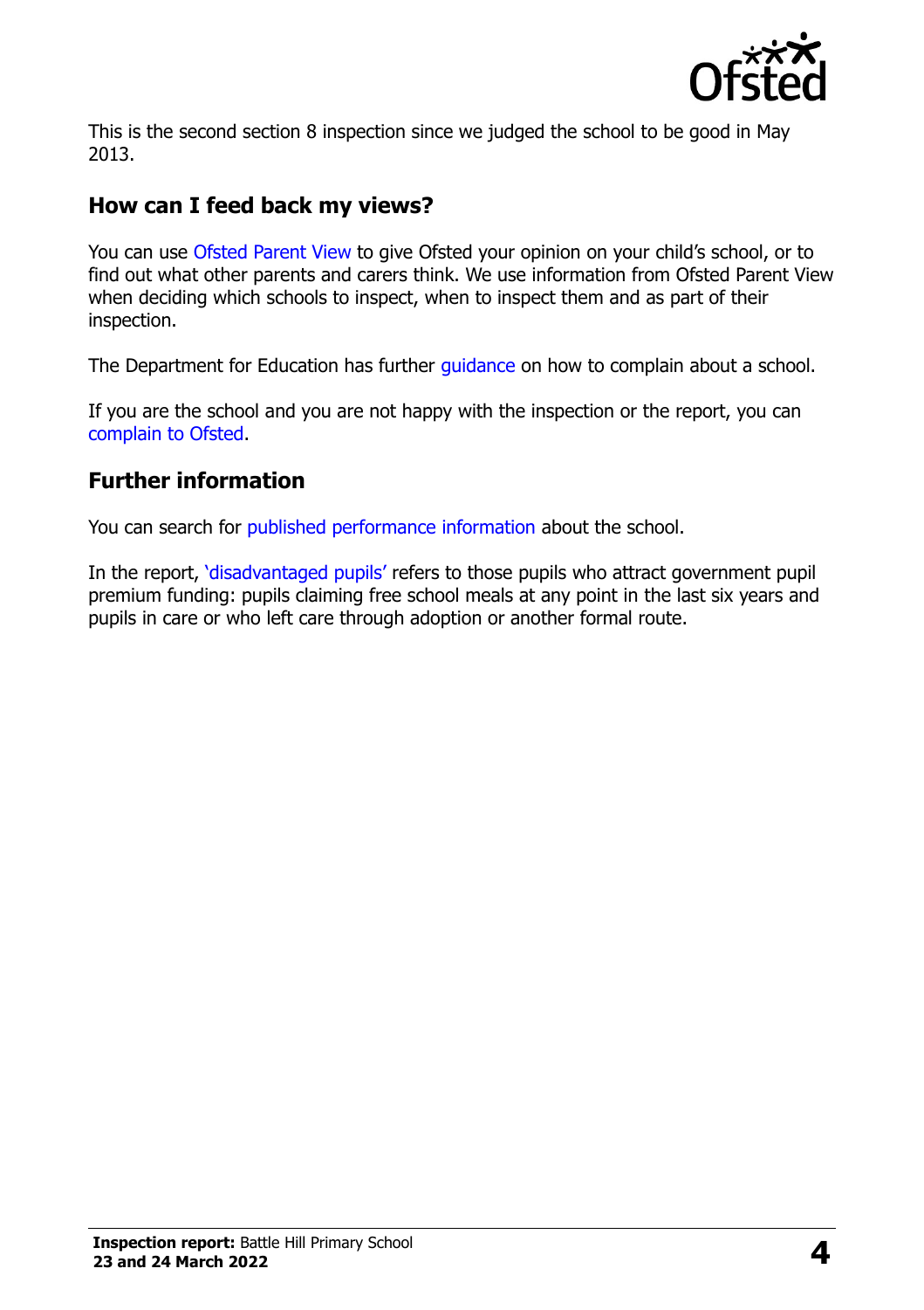This is the second section 8 inspection since we judged the school to be good in May 2013.

## How can I feed back my views?

You can use Ofsted Parent View to give Ofsted your opinion on your child's school, or to find out what other parents and carers think. We use information from Ofsted Parent View when deciding which schools to inspect, when to inspect them and as part of their inspection.

The Department for Education has further guidance on how to complain about a school.

If you are the school and you are not happy with the inspection or the report, you can complain to Ofsted.

## Further information

You can search for published performance information about the school.

In the report, 'disadvantaged pupils' refers to those pupils who attract government pupil premium funding: pupils claiming free school meals at any point in the last six years and pupils in care or who left care through adoption or another formal route.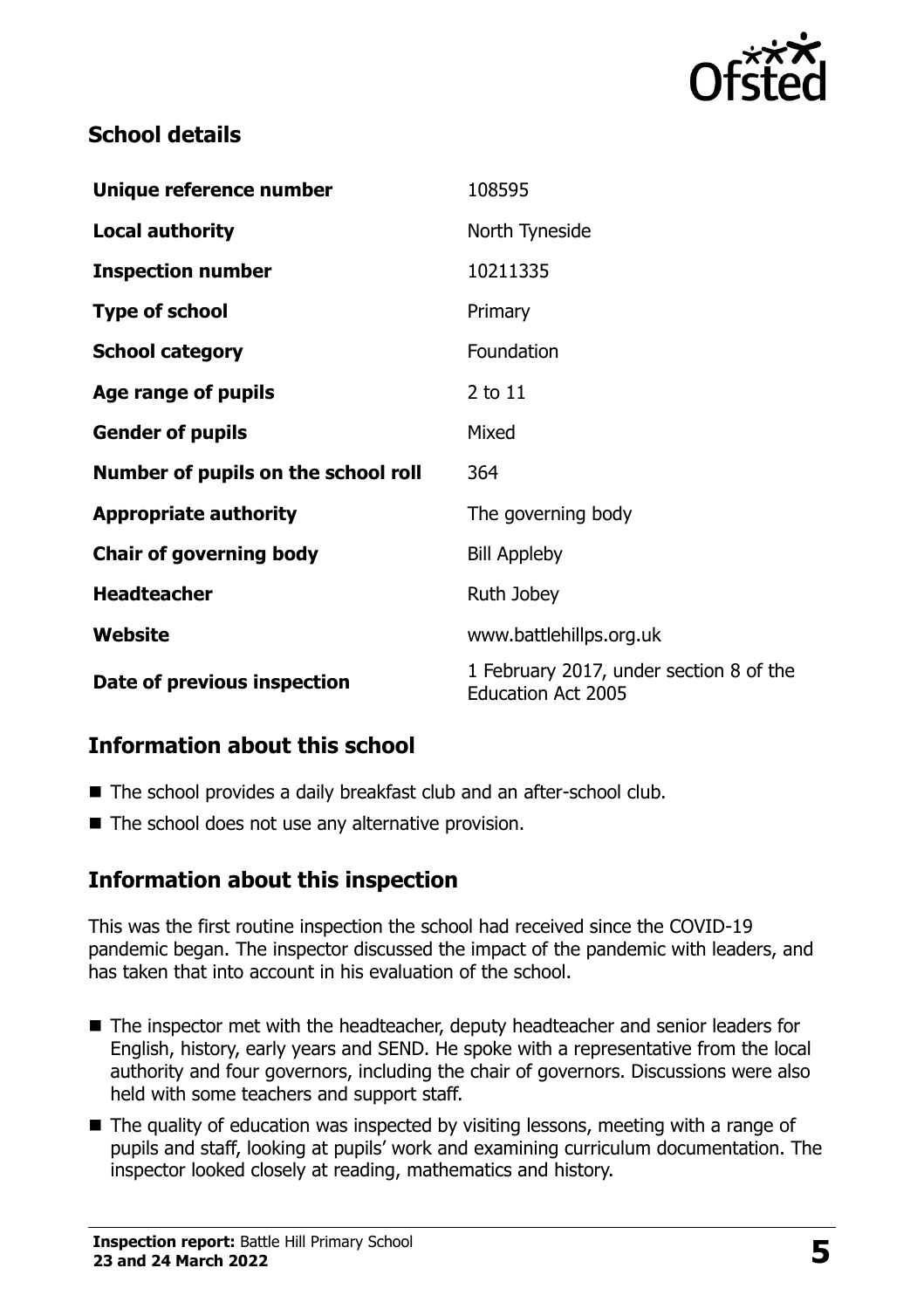## School details

| Unique reference number | 108595 |
| --- | --- |
| **Local authority** | North Tyneside |
| **Inspection number** | 10211335 |
| **Type of school** | Primary |
| **School category** | Foundation |
| **Age range of pupils** | 2 to 11 |
| **Gender of pupils** | Mixed |
| **Number of pupils on the school roll** | 364 |
| **Appropriate authority** | The governing body |
| **Chair of governing body** | Bill Appleby |
| **Headteacher** | Ruth Jobey |
| **Website** | www.battlehillps.org.uk |
| **Date of previous inspection** | 1 February 2017, under section 8 of the Education Act 2005 |

## Information about this school

- The school provides a daily breakfast club and an after-school club.
- The school does not use any alternative provision.

## Information about this inspection

This was the first routine inspection the school had received since the COVID-19 pandemic began. The inspector discussed the impact of the pandemic with leaders, and has taken that into account in his evaluation of the school.

- The inspector met with the headteacher, deputy headteacher and senior leaders for English, history, early years and SEND. He spoke with a representative from the local authority and four governors, including the chair of governors. Discussions were also held with some teachers and support staff.
- The quality of education was inspected by visiting lessons, meeting with a range of pupils and staff, looking at pupils' work and examining curriculum documentation. The inspector looked closely at reading, mathematics and history.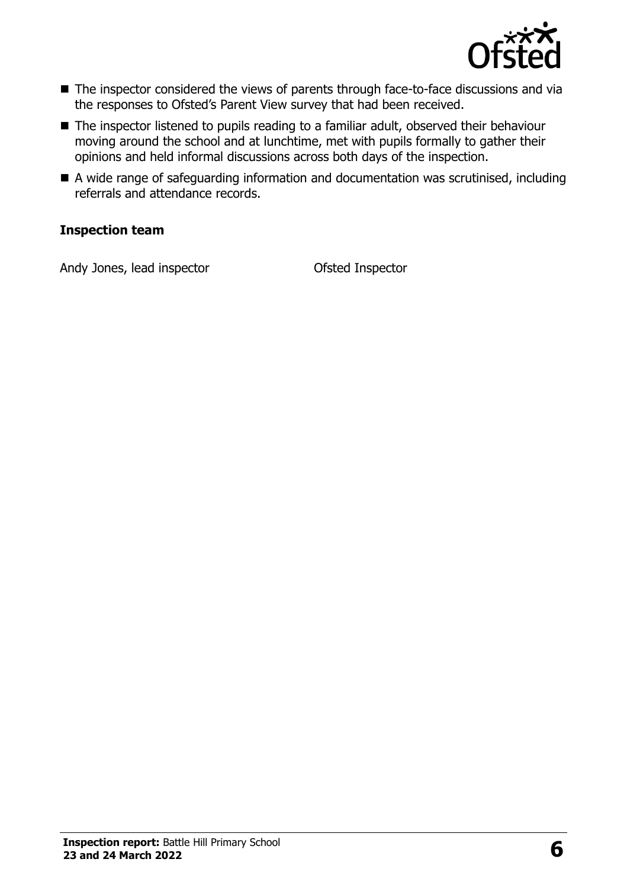- The inspector considered the views of parents through face-to-face discussions and via the responses to Ofsted's Parent View survey that had been received.
- The inspector listened to pupils reading to a familiar adult, observed their behaviour moving around the school and at lunchtime, met with pupils formally to gather their opinions and held informal discussions across both days of the inspection.
- A wide range of safeguarding information and documentation was scrutinised, including referrals and attendance records.

### Inspection team

| | |
|---|---|
| Andy Jones, lead inspector | Ofsted Inspector |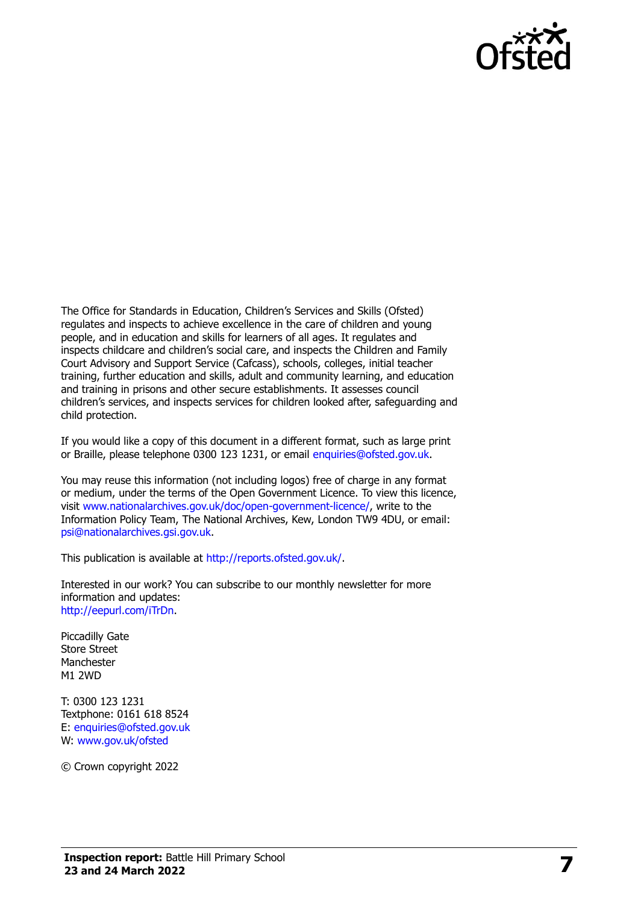The Office for Standards in Education, Children's Services and Skills (Ofsted) regulates and inspects to achieve excellence in the care of children and young people, and in education and skills for learners of all ages. It regulates and inspects childcare and children's social care, and inspects the Children and Family Court Advisory and Support Service (Cafcass), schools, colleges, initial teacher training, further education and skills, adult and community learning, and education and training in prisons and other secure establishments. It assesses council children's services, and inspects services for children looked after, safeguarding and child protection.

If you would like a copy of this document in a different format, such as large print or Braille, please telephone 0300 123 1231, or email enquiries@ofsted.gov.uk.

You may reuse this information (not including logos) free of charge in any format or medium, under the terms of the Open Government Licence. To view this licence, visit www.nationalarchives.gov.uk/doc/open-government-licence/, write to the Information Policy Team, The National Archives, Kew, London TW9 4DU, or email: psi@nationalarchives.gsi.gov.uk.

This publication is available at http://reports.ofsted.gov.uk/.

Interested in our work? You can subscribe to our monthly newsletter for more information and updates:
http://eepurl.com/iTrDn.

Piccadilly Gate
Store Street
Manchester
M1 2WD

T: 0300 123 1231
Textphone: 0161 618 8524
E: enquiries@ofsted.gov.uk
W: www.gov.uk/ofsted

© Crown copyright 2022